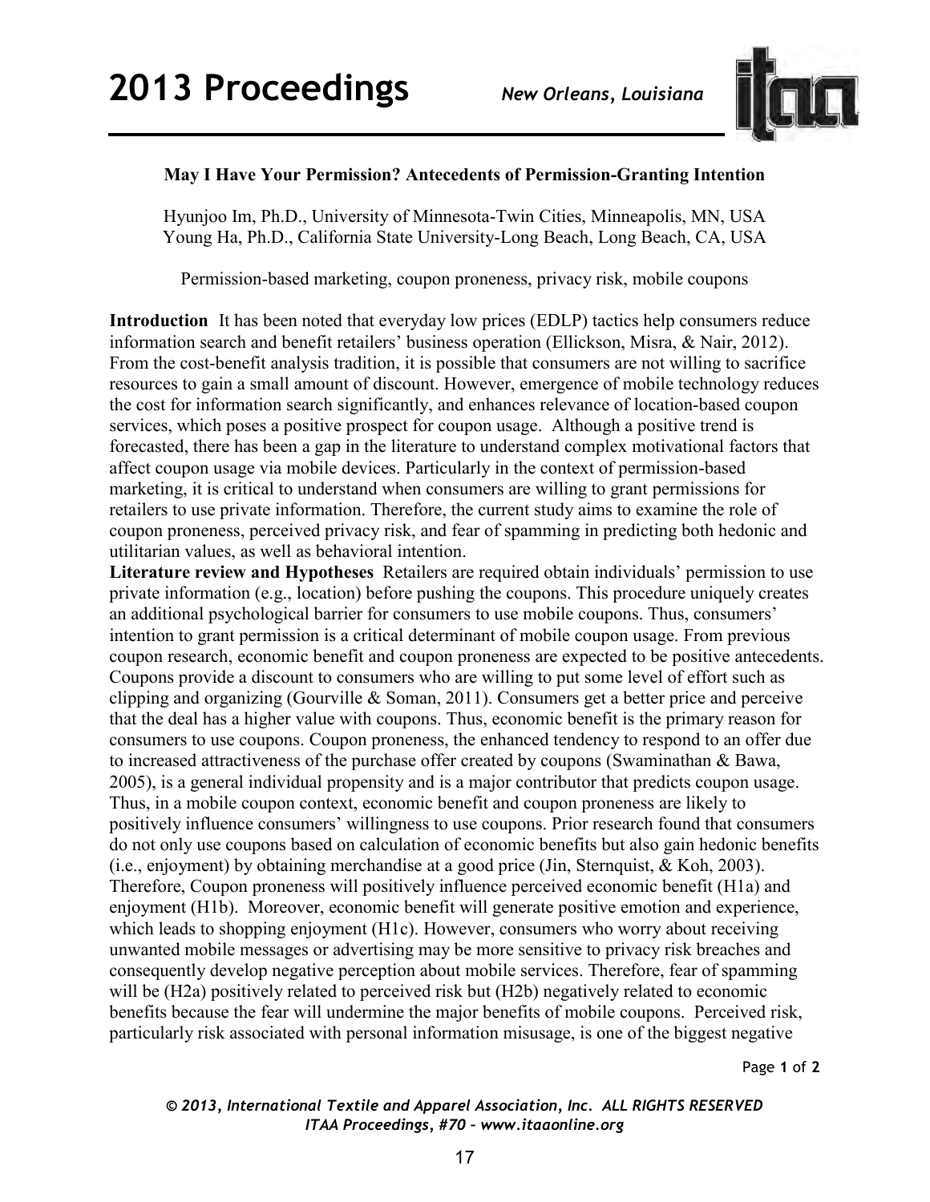### May I Have Your Permission? Antecedents of Permission-Granting Intention

Hyunjoo Im, Ph.D., University of Minnesota-Twin Cities, Minneapolis, MN, USA
Young Ha, Ph.D., California State University-Long Beach, Long Beach, CA, USA

Permission-based marketing, coupon proneness, privacy risk, mobile coupons

**Introduction** It has been noted that everyday low prices (EDLP) tactics help consumers reduce information search and benefit retailers' business operation (Ellickson, Misra, & Nair, 2012). From the cost-benefit analysis tradition, it is possible that consumers are not willing to sacrifice resources to gain a small amount of discount. However, emergence of mobile technology reduces the cost for information search significantly, and enhances relevance of location-based coupon services, which poses a positive prospect for coupon usage. Although a positive trend is forecasted, there has been a gap in the literature to understand complex motivational factors that affect coupon usage via mobile devices. Particularly in the context of permission-based marketing, it is critical to understand when consumers are willing to grant permissions for retailers to use private information. Therefore, the current study aims to examine the role of coupon proneness, perceived privacy risk, and fear of spamming in predicting both hedonic and utilitarian values, as well as behavioral intention.

**Literature review and Hypotheses** Retailers are required obtain individuals' permission to use private information (e.g., location) before pushing the coupons. This procedure uniquely creates an additional psychological barrier for consumers to use mobile coupons. Thus, consumers' intention to grant permission is a critical determinant of mobile coupon usage. From previous coupon research, economic benefit and coupon proneness are expected to be positive antecedents. Coupons provide a discount to consumers who are willing to put some level of effort such as clipping and organizing (Gourville & Soman, 2011). Consumers get a better price and perceive that the deal has a higher value with coupons. Thus, economic benefit is the primary reason for consumers to use coupons. Coupon proneness, the enhanced tendency to respond to an offer due to increased attractiveness of the purchase offer created by coupons (Swaminathan & Bawa, 2005), is a general individual propensity and is a major contributor that predicts coupon usage. Thus, in a mobile coupon context, economic benefit and coupon proneness are likely to positively influence consumers' willingness to use coupons. Prior research found that consumers do not only use coupons based on calculation of economic benefits but also gain hedonic benefits (i.e., enjoyment) by obtaining merchandise at a good price (Jin, Sternquist, & Koh, 2003). Therefore, Coupon proneness will positively influence perceived economic benefit (H1a) and enjoyment (H1b). Moreover, economic benefit will generate positive emotion and experience, which leads to shopping enjoyment (H1c). However, consumers who worry about receiving unwanted mobile messages or advertising may be more sensitive to privacy risk breaches and consequently develop negative perception about mobile services. Therefore, fear of spamming will be (H2a) positively related to perceived risk but (H2b) negatively related to economic benefits because the fear will undermine the major benefits of mobile coupons. Perceived risk, particularly risk associated with personal information misusage, is one of the biggest negative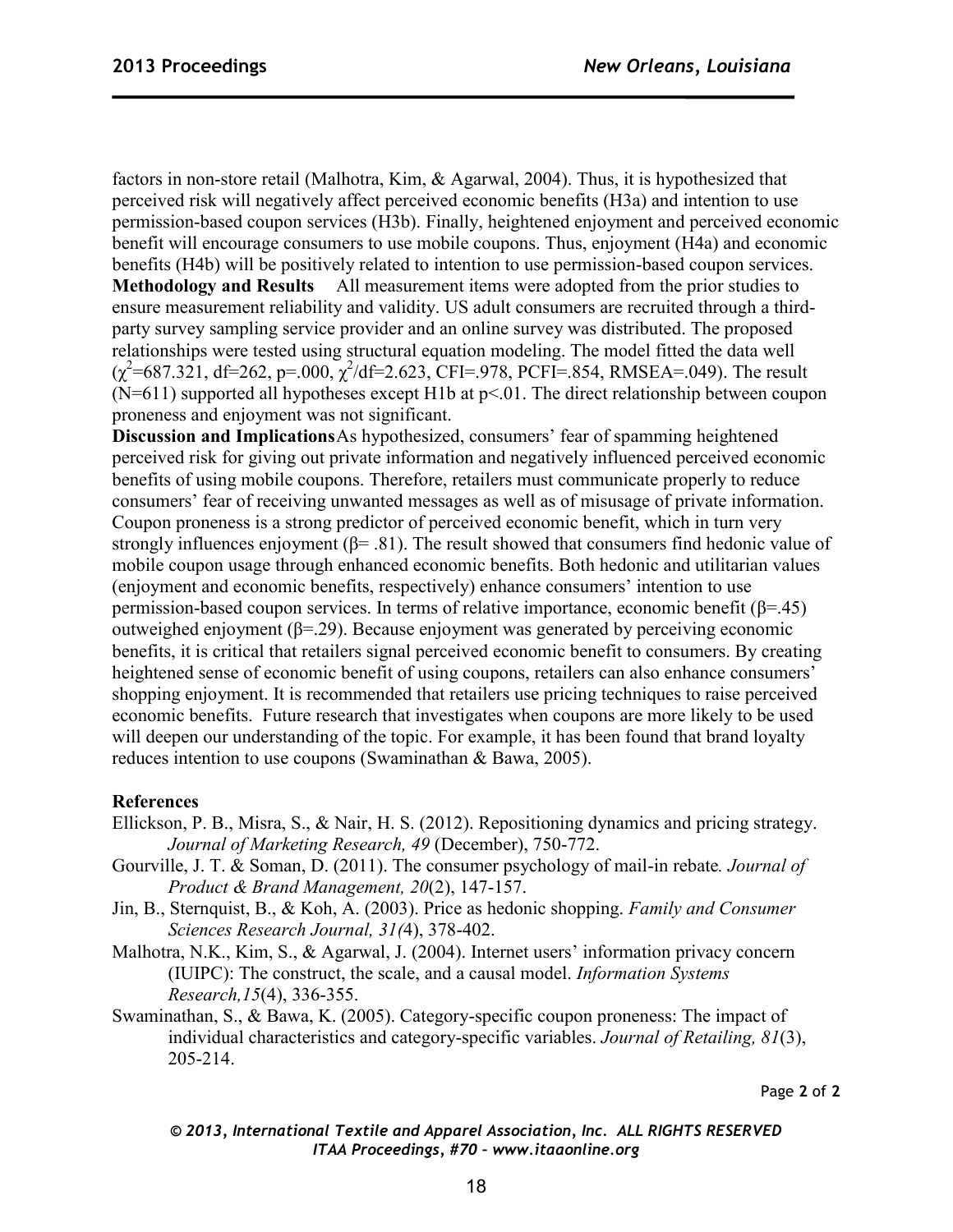factors in non-store retail (Malhotra, Kim, & Agarwal, 2004). Thus, it is hypothesized that perceived risk will negatively affect perceived economic benefits (H3a) and intention to use permission-based coupon services (H3b). Finally, heightened enjoyment and perceived economic benefit will encourage consumers to use mobile coupons. Thus, enjoyment (H4a) and economic benefits (H4b) will be positively related to intention to use permission-based coupon services.

**Methodology and Results** All measurement items were adopted from the prior studies to ensure measurement reliability and validity. US adult consumers are recruited through a third-party survey sampling service provider and an online survey was distributed. The proposed relationships were tested using structural equation modeling. The model fitted the data well ($\chi^2$=687.321, df=262, p=.000, $\chi^2$/df=2.623, CFI=.978, PCFI=.854, RMSEA=.049). The result (N=611) supported all hypotheses except H1b at p<.01. The direct relationship between coupon proneness and enjoyment was not significant.

**Discussion and Implications**As hypothesized, consumers' fear of spamming heightened perceived risk for giving out private information and negatively influenced perceived economic benefits of using mobile coupons. Therefore, retailers must communicate properly to reduce consumers' fear of receiving unwanted messages as well as of misusage of private information. Coupon proneness is a strong predictor of perceived economic benefit, which in turn very strongly influences enjoyment ($\beta$= .81). The result showed that consumers find hedonic value of mobile coupon usage through enhanced economic benefits. Both hedonic and utilitarian values (enjoyment and economic benefits, respectively) enhance consumers' intention to use permission-based coupon services. In terms of relative importance, economic benefit ($\beta$=.45) outweighed enjoyment ($\beta$=.29). Because enjoyment was generated by perceiving economic benefits, it is critical that retailers signal perceived economic benefit to consumers. By creating heightened sense of economic benefit of using coupons, retailers can also enhance consumers' shopping enjoyment. It is recommended that retailers use pricing techniques to raise perceived economic benefits. Future research that investigates when coupons are more likely to be used will deepen our understanding of the topic. For example, it has been found that brand loyalty reduces intention to use coupons (Swaminathan & Bawa, 2005).

**References**

Ellickson, P. B., Misra, S., & Nair, H. S. (2012). Repositioning dynamics and pricing strategy. *Journal of Marketing Research, 49* (December), 750-772.

Gourville, J. T. & Soman, D. (2011). The consumer psychology of mail-in rebate*. Journal of Product & Brand Management, 20*(2), 147-157.

Jin, B., Sternquist, B., & Koh, A. (2003). Price as hedonic shopping. *Family and Consumer Sciences Research Journal, 31(*4), 378-402.

Malhotra, N.K., Kim, S., & Agarwal, J. (2004). Internet users' information privacy concern (IUIPC): The construct, the scale, and a causal model. *Information Systems Research,15*(4), 336-355.

Swaminathan, S., & Bawa, K. (2005). Category-specific coupon proneness: The impact of individual characteristics and category-specific variables. *Journal of Retailing, 81*(3), 205-214.

*© 2013, International Textile and Apparel Association, Inc. ALL RIGHTS RESERVED*
*ITAA Proceedings, #70 – www.itaaonline.org*